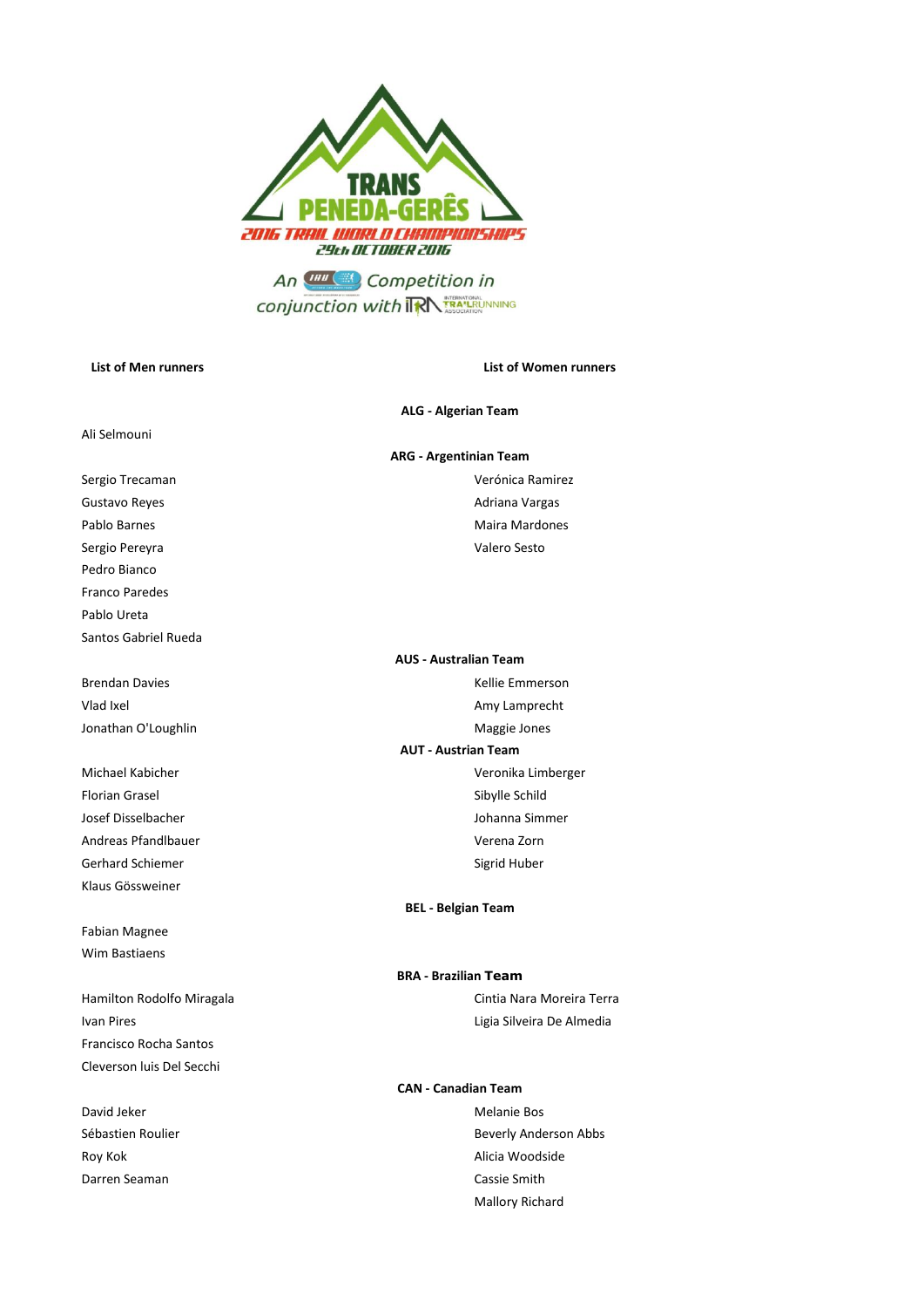# TRANS PENEDA-GERÊS

## 2016 TRAIL WORLD CHAMPIONSHIPS

29th OCTOBER 2016

An IAU Competition in conjunction with ITRA International Trail Running Association

| List of Men runners | List of Women runners |
|---|---|
| **ALG - Algerian Team** | |
| Ali Selmouni | |
| **ARG - Argentinian Team** | |
| Sergio Trecaman | Verónica Ramirez |
| Gustavo Reyes | Adriana Vargas |
| Pablo Barnes | Maira Mardones |
| Sergio Pereyra | Valero Sesto |
| Pedro Bianco | |
| Franco Paredes | |
| Pablo Ureta | |
| Santos Gabriel Rueda | |
| **AUS - Australian Team** | |
| Brendan Davies | Kellie Emmerson |
| Vlad Ixel | Amy Lamprecht |
| Jonathan O'Loughlin | Maggie Jones |
| **AUT - Austrian Team** | |
| Michael Kabicher | Veronika Limberger |
| Florian Grasel | Sibylle Schild |
| Josef Disselbacher | Johanna Simmer |
| Andreas Pfandlbauer | Verena Zorn |
| Gerhard Schiemer | Sigrid Huber |
| Klaus Gössweiner | |
| **BEL - Belgian Team** | |
| Fabian Magnee | |
| Wim Bastiaens | |
| **BRA - Brazilian Team** | |
| Hamilton Rodolfo Miragala | Cintia Nara Moreira Terra |
| Ivan Pires | Ligia Silveira De Almedia |
| Francisco Rocha Santos | |
| Cleverson luis Del Secchi | |
| **CAN - Canadian Team** | |
| David Jeker | Melanie Bos |
| Sébastien Roulier | Beverly Anderson Abbs |
| Roy Kok | Alicia Woodside |
| Darren Seaman | Cassie Smith |
| | Mallory Richard |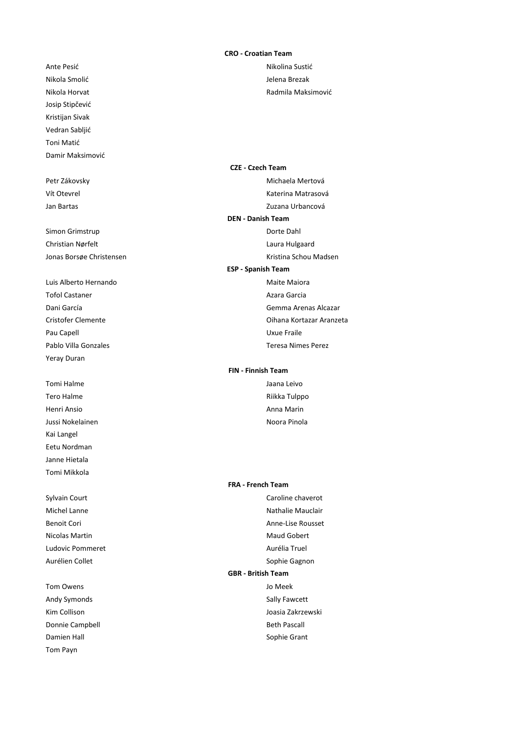**CRO - Croatian Team**

| | |
|---|---|
| Ante Pesić | Nikolina Sustić |
| Nikola Smolić | Jelena Brezak |
| Nikola Horvat | Radmila Maksimović |
| Josip Stipčević | |
| Kristijan Sivak | |
| Vedran Sabljić | |
| Toni Matić | |
| Damir Maksimović | |

**CZE - Czech Team**

| | |
|---|---|
| Petr Zákovsky | Michaela Mertová |
| Vít Otevrel | Katerina Matrasová |
| Jan Bartas | Zuzana Urbancová |

**DEN - Danish Team**

| | |
|---|---|
| Simon Grimstrup | Dorte Dahl |
| Christian Nørfelt | Laura Hulgaard |
| Jonas Borsøe Christensen | Kristina Schou Madsen |

**ESP - Spanish Team**

| | |
|---|---|
| Luis Alberto Hernando | Maite Maiora |
| Tofol Castaner | Azara Garcia |
| Dani García | Gemma Arenas Alcazar |
| Cristofer Clemente | Oihana Kortazar Aranzeta |
| Pau Capell | Uxue Fraile |
| Pablo Villa Gonzales | Teresa Nimes Perez |
| Yeray Duran | |

**FIN - Finnish Team**

| | |
|---|---|
| Tomi Halme | Jaana Leivo |
| Tero Halme | Riikka Tulppo |
| Henri Ansio | Anna Marin |
| Jussi Nokelainen | Noora Pinola |
| Kai Langel | |
| Eetu Nordman | |
| Janne Hietala | |
| Tomi Mikkola | |

**FRA - French Team**

| | |
|---|---|
| Sylvain Court | Caroline chaverot |
| Michel Lanne | Nathalie Mauclair |
| Benoit Cori | Anne-Lise Rousset |
| Nicolas Martin | Maud Gobert |
| Ludovic Pommeret | Aurélia Truel |
| Aurélien Collet | Sophie Gagnon |

**GBR - British Team**

| | |
|---|---|
| Tom Owens | Jo Meek |
| Andy Symonds | Sally Fawcett |
| Kim Collison | Joasia Zakrzewski |
| Donnie Campbell | Beth Pascall |
| Damien Hall | Sophie Grant |
| Tom Payn | |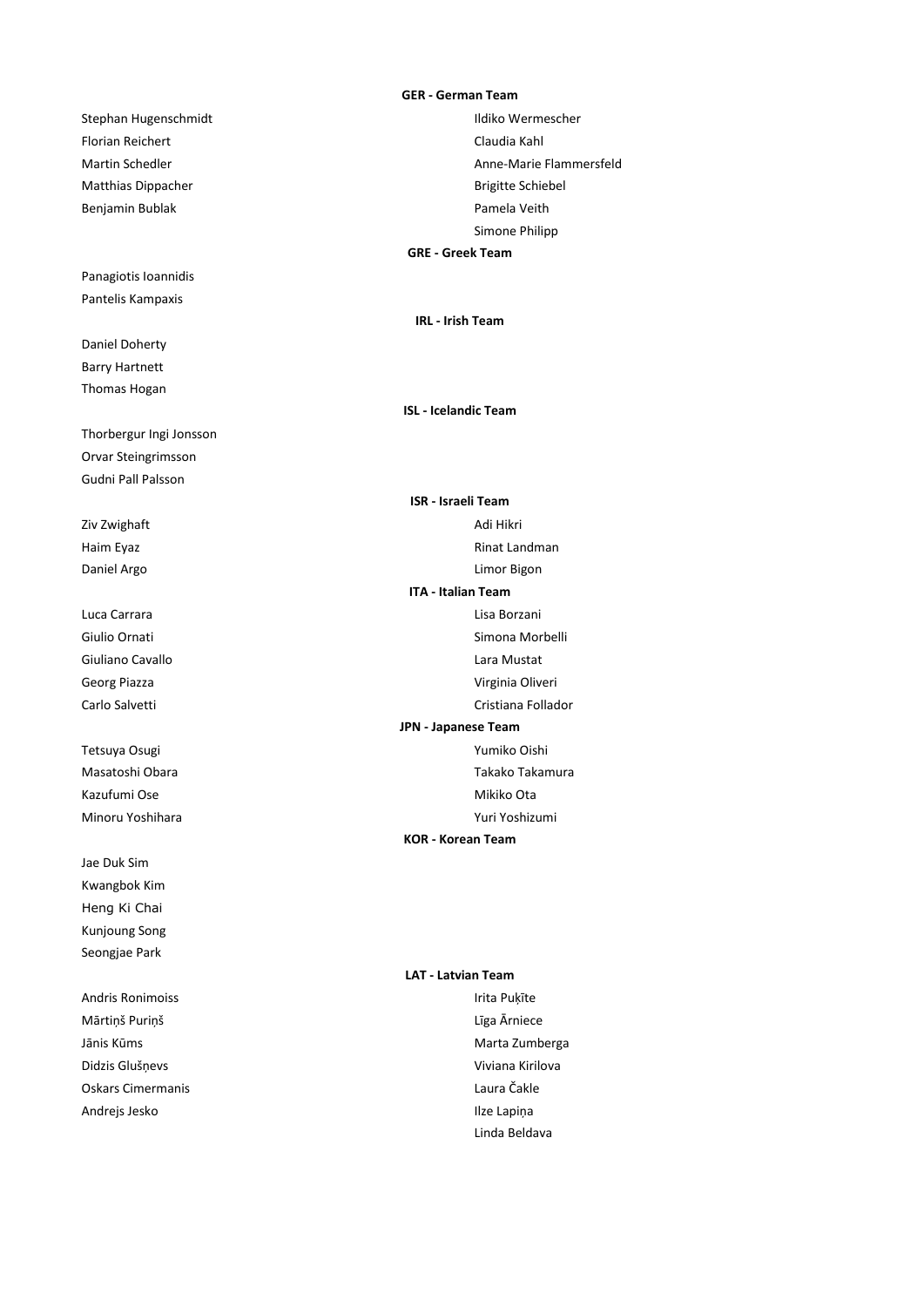**GER - German Team**

Stephan Hugenschmidt
Florian Reichert
Martin Schedler
Matthias Dippacher
Benjamin Bublak

Ildiko Wermescher
Claudia Kahl
Anne-Marie Flammersfeld
Brigitte Schiebel
Pamela Veith
Simone Philipp

**GRE - Greek Team**

Panagiotis Ioannidis
Pantelis Kampaxis

**IRL - Irish Team**

Daniel Doherty
Barry Hartnett
Thomas Hogan

**ISL - Icelandic Team**

Thorbergur Ingi Jonsson
Orvar Steingrimsson
Gudni Pall Palsson

**ISR - Israeli Team**

Ziv Zwighaft
Haim Eyaz
Daniel Argo

Adi Hikri
Rinat Landman
Limor Bigon

**ITA - Italian Team**

Luca Carrara
Giulio Ornati
Giuliano Cavallo
Georg Piazza
Carlo Salvetti

Lisa Borzani
Simona Morbelli
Lara Mustat
Virginia Oliveri
Cristiana Follador

**JPN - Japanese Team**

Tetsuya Osugi
Masatoshi Obara
Kazufumi Ose
Minoru Yoshihara

Yumiko Oishi
Takako Takamura
Mikiko Ota
Yuri Yoshizumi

**KOR - Korean Team**

Jae Duk Sim
Kwangbok Kim
Heng Ki Chai
Kunjoung Song
Seongjae Park

**LAT - Latvian Team**

Andris Ronimoiss
Mārtiņš Puriņš
Jānis Kūms
Didzis Glušņevs
Oskars Cimermanis
Andrejs Jesko

Irita Puķīte
Līga Ārniece
Marta Zumberga
Viviana Kirilova
Laura Čakle
Ilze Lapiņa
Linda Beldava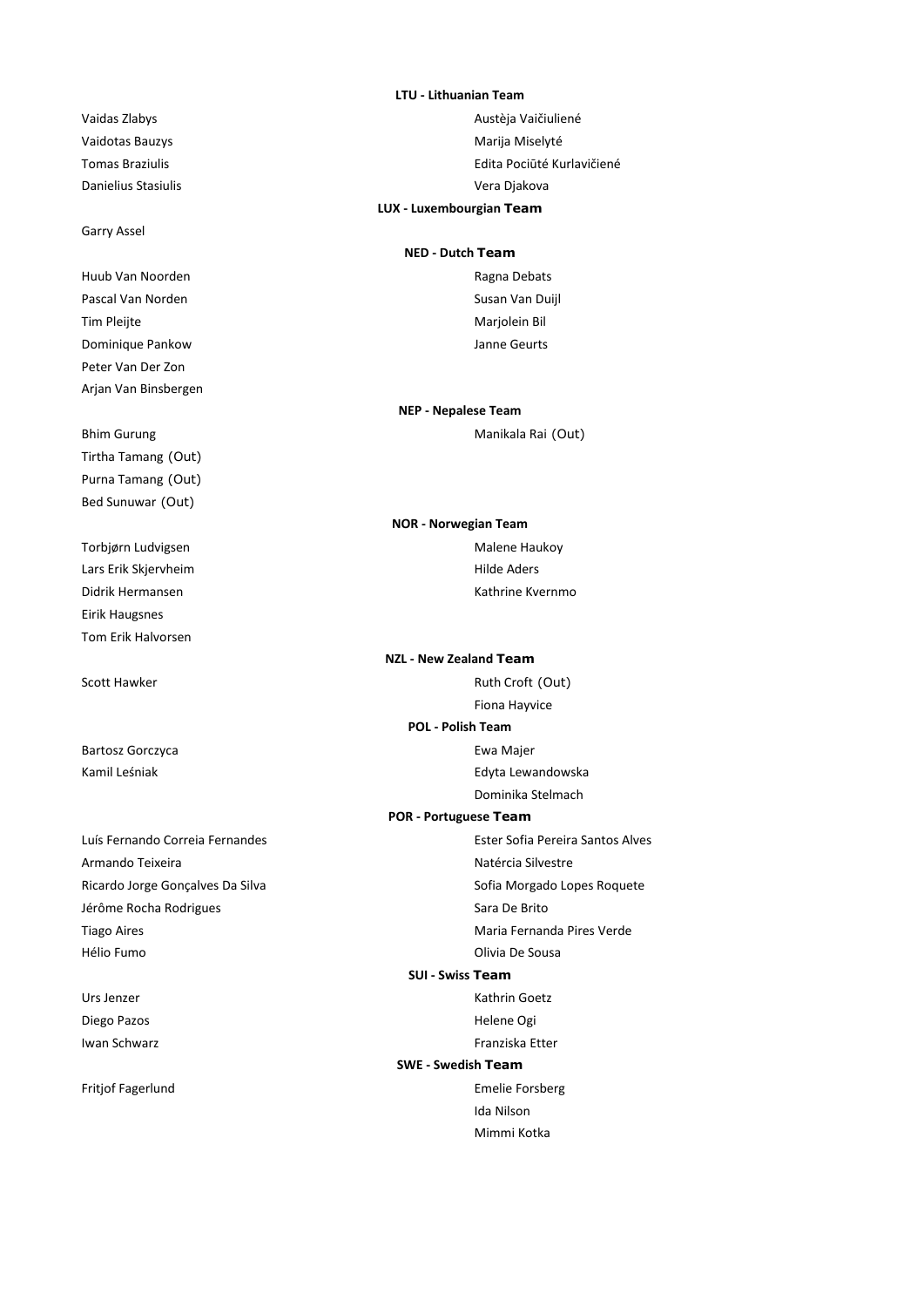## LTU - Lithuanian Team

| Men | Women |
| --- | --- |
| Vaidas Zlabys | Austèja Vaičiuliené |
| Vaidotas Bauzys | Marija Miselyté |
| Tomas Braziulis | Edita Pociūté Kurlavičiené |
| Danielius Stasiulis | Vera Djakova |

## LUX - Luxembourgian Team

| Men | Women |
| --- | --- |
| Garry Assel | |

## NED - Dutch Team

| Men | Women |
| --- | --- |
| Huub Van Noorden | Ragna Debats |
| Pascal Van Norden | Susan Van Duijl |
| Tim Pleijte | Marjolein Bil |
| Dominique Pankow | Janne Geurts |
| Peter Van Der Zon | |
| Arjan Van Binsbergen | |

## NEP - Nepalese Team

| Men | Women |
| --- | --- |
| Bhim Gurung | Manikala Rai (Out) |
| Tirtha Tamang (Out) | |
| Purna Tamang (Out) | |
| Bed Sunuwar (Out) | |

## NOR - Norwegian Team

| Men | Women |
| --- | --- |
| Torbjørn Ludvigsen | Malene Haukoy |
| Lars Erik Skjervheim | Hilde Aders |
| Didrik Hermansen | Kathrine Kvernmo |
| Eirik Haugsnes | |
| Tom Erik Halvorsen | |

## NZL - New Zealand Team

| Men | Women |
| --- | --- |
| Scott Hawker | Ruth Croft (Out) |
| | Fiona Hayvice |

## POL - Polish Team

| Men | Women |
| --- | --- |
| Bartosz Gorczyca | Ewa Majer |
| Kamil Leśniak | Edyta Lewandowska |
| | Dominika Stelmach |

## POR - Portuguese Team

| Men | Women |
| --- | --- |
| Luís Fernando Correia Fernandes | Ester Sofia Pereira Santos Alves |
| Armando Teixeira | Natércia Silvestre |
| Ricardo Jorge Gonçalves Da Silva | Sofia Morgado Lopes Roquete |
| Jérôme Rocha Rodrigues | Sara De Brito |
| Tiago Aires | Maria Fernanda Pires Verde |
| Hélio Fumo | Olivia De Sousa |

## SUI - Swiss Team

| Men | Women |
| --- | --- |
| Urs Jenzer | Kathrin Goetz |
| Diego Pazos | Helene Ogi |
| Iwan Schwarz | Franziska Etter |

## SWE - Swedish Team

| Men | Women |
| --- | --- |
| Fritjof Fagerlund | Emelie Forsberg |
| | Ida Nilson |
| | Mimmi Kotka |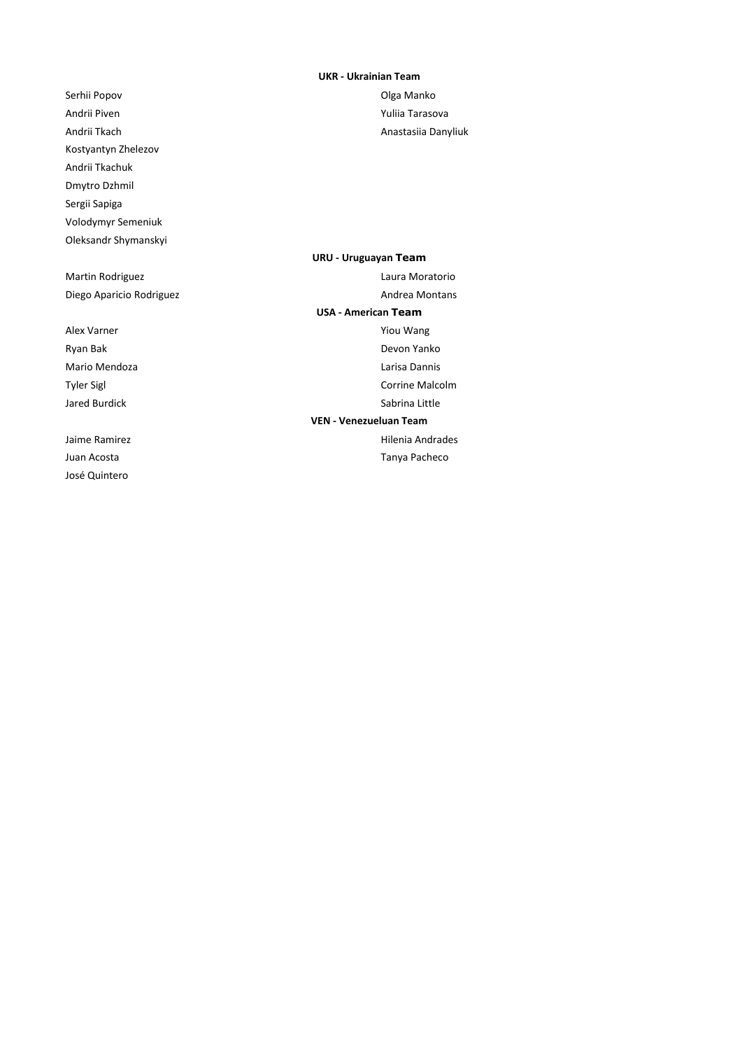**UKR - Ukrainian Team**

| | |
|---|---|
| Serhii Popov | Olga Manko |
| Andrii Piven | Yuliia Tarasova |
| Andrii Tkach | Anastasiia Danyliuk |
| Kostyantyn Zhelezov | |
| Andrii Tkachuk | |
| Dmytro Dzhmil | |
| Sergii Sapiga | |
| Volodymyr Semeniuk | |
| Oleksandr Shymanskyi | |

**URU - Uruguayan Team**

| | |
|---|---|
| Martin Rodriguez | Laura Moratorio |
| Diego Aparicio Rodriguez | Andrea Montans |

**USA - American Team**

| | |
|---|---|
| Alex Varner | Yiou Wang |
| Ryan Bak | Devon Yanko |
| Mario Mendoza | Larisa Dannis |
| Tyler Sigl | Corrine Malcolm |
| Jared Burdick | Sabrina Little |

**VEN - Venezueluan Team**

| | |
|---|---|
| Jaime Ramirez | Hilenia Andrades |
| Juan Acosta | Tanya Pacheco |
| José Quintero | |